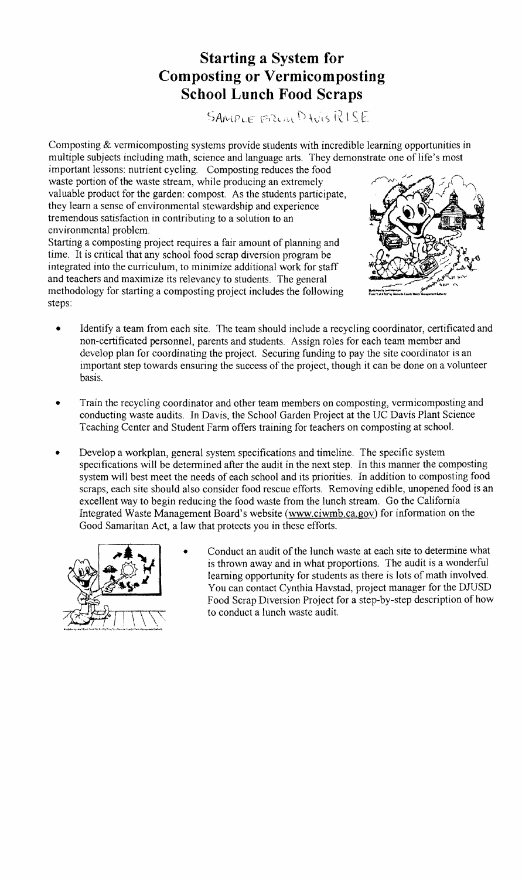# Starting a System for Composting or Vermicomposting School Lunch Food Scraps

SAMPLE FROM DAVIS RISE

Composting & vermicomposting systems provide students with incredible learning opportunities in multiple subjects including math, science and language arts. They demonstrate one of life's most important lessons: nutrient cycling. Composting reduces the food waste portion of the waste stream, while producing an extremely valuable product for the garden: compost. As the students participate, they learn a sense of environmental stewardship and experience tremendous satisfaction in contributing to a solution to an environmental problem.

Starting a composting project requires a fair amount of planning and time. It is critical that any school food scrap diversion program be integrated into the curriculum, to minimize additional work for staff and teachers and maximize its relevancy to students. The general methodology for starting a composting project includes the following steps:

- Identify a team from each site. The team should include a recycling coordinator, certificated and non-certificated personnel, parents and students. Assign roles for each team member and develop plan for coordinating the project. Securing funding to pay the site coordinator is an important step towards ensuring the success of the project, though it can be done on a volunteer basis.

- Train the recycling coordinator and other team members on composting, vermicomposting and conducting waste audits. In Davis, the School Garden Project at the UC Davis Plant Science Teaching Center and Student Farm offers training for teachers on composting at school.

- Develop a workplan, general system specifications and timeline. The specific system specifications will be determined after the audit in the next step. In this manner the composting system will best meet the needs of each school and its priorities. In addition to composting food scraps, each site should also consider food rescue efforts. Removing edible, unopened food is an excellent way to begin reducing the food waste from the lunch stream. Go the California Integrated Waste Management Board's website (www.ciwmb.ca.gov) for information on the Good Samaritan Act, a law that protects you in these efforts.

- Conduct an audit of the lunch waste at each site to determine what is thrown away and in what proportions. The audit is a wonderful learning opportunity for students as there is lots of math involved. You can contact Cynthia Havstad, project manager for the DJUSD Food Scrap Diversion Project for a step-by-step description of how to conduct a lunch waste audit.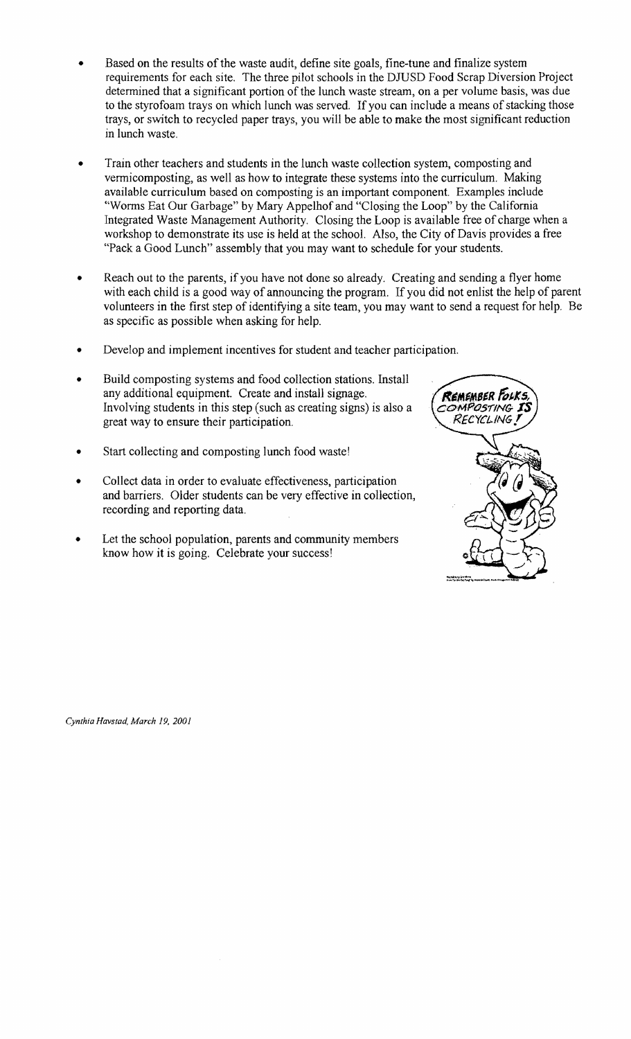- Based on the results of the waste audit, define site goals, fine-tune and finalize system requirements for each site. The three pilot schools in the DJUSD Food Scrap Diversion Project determined that a significant portion of the lunch waste stream, on a per volume basis, was due to the styrofoam trays on which lunch was served. If you can include a means of stacking those trays, or switch to recycled paper trays, you will be able to make the most significant reduction in lunch waste.

- Train other teachers and students in the lunch waste collection system, composting and vermicomposting, as well as how to integrate these systems into the curriculum. Making available curriculum based on composting is an important component. Examples include "Worms Eat Our Garbage" by Mary Appelhof and "Closing the Loop" by the California Integrated Waste Management Authority. Closing the Loop is available free of charge when a workshop to demonstrate its use is held at the school. Also, the City of Davis provides a free "Pack a Good Lunch" assembly that you may want to schedule for your students.

- Reach out to the parents, if you have not done so already. Creating and sending a flyer home with each child is a good way of announcing the program. If you did not enlist the help of parent volunteers in the first step of identifying a site team, you may want to send a request for help. Be as specific as possible when asking for help.

- Develop and implement incentives for student and teacher participation.

- Build composting systems and food collection stations. Install any additional equipment. Create and install signage. Involving students in this step (such as creating signs) is also a great way to ensure their participation.

- Start collecting and composting lunch food waste!

- Collect data in order to evaluate effectiveness, participation and barriers. Older students can be very effective in collection, recording and reporting data.

- Let the school population, parents and community members know how it is going. Celebrate your success!

*Cynthia Havstad, March 19, 2001*